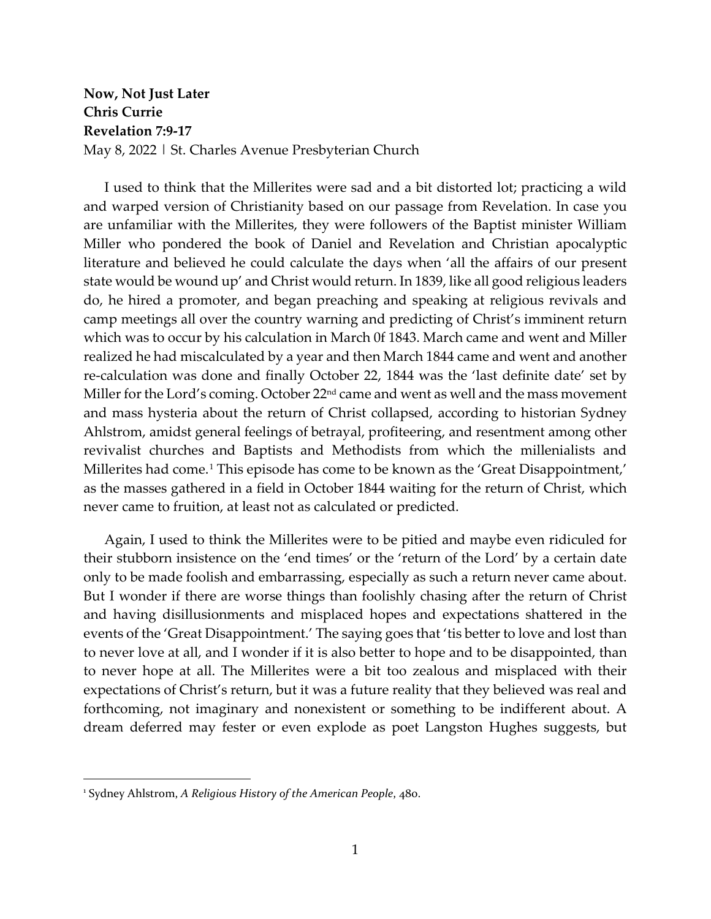**Now, Not Just Later**
**Chris Currie**
**Revelation 7:9-17**
May 8, 2022 | St. Charles Avenue Presbyterian Church

I used to think that the Millerites were sad and a bit distorted lot; practicing a wild and warped version of Christianity based on our passage from Revelation. In case you are unfamiliar with the Millerites, they were followers of the Baptist minister William Miller who pondered the book of Daniel and Revelation and Christian apocalyptic literature and believed he could calculate the days when 'all the affairs of our present state would be wound up' and Christ would return. In 1839, like all good religious leaders do, he hired a promoter, and began preaching and speaking at religious revivals and camp meetings all over the country warning and predicting of Christ's imminent return which was to occur by his calculation in March 0f 1843. March came and went and Miller realized he had miscalculated by a year and then March 1844 came and went and another re-calculation was done and finally October 22, 1844 was the 'last definite date' set by Miller for the Lord's coming. October 22nd came and went as well and the mass movement and mass hysteria about the return of Christ collapsed, according to historian Sydney Ahlstrom, amidst general feelings of betrayal, profiteering, and resentment among other revivalist churches and Baptists and Methodists from which the millenialists and Millerites had come.[1] This episode has come to be known as the 'Great Disappointment,' as the masses gathered in a field in October 1844 waiting for the return of Christ, which never came to fruition, at least not as calculated or predicted.

Again, I used to think the Millerites were to be pitied and maybe even ridiculed for their stubborn insistence on the 'end times' or the 'return of the Lord' by a certain date only to be made foolish and embarrassing, especially as such a return never came about. But I wonder if there are worse things than foolishly chasing after the return of Christ and having disillusionments and misplaced hopes and expectations shattered in the events of the 'Great Disappointment.' The saying goes that 'tis better to love and lost than to never love at all, and I wonder if it is also better to hope and to be disappointed, than to never hope at all. The Millerites were a bit too zealous and misplaced with their expectations of Christ's return, but it was a future reality that they believed was real and forthcoming, not imaginary and nonexistent or something to be indifferent about. A dream deferred may fester or even explode as poet Langston Hughes suggests, but

[1] Sydney Ahlstrom, *A Religious History of the American People*, 480.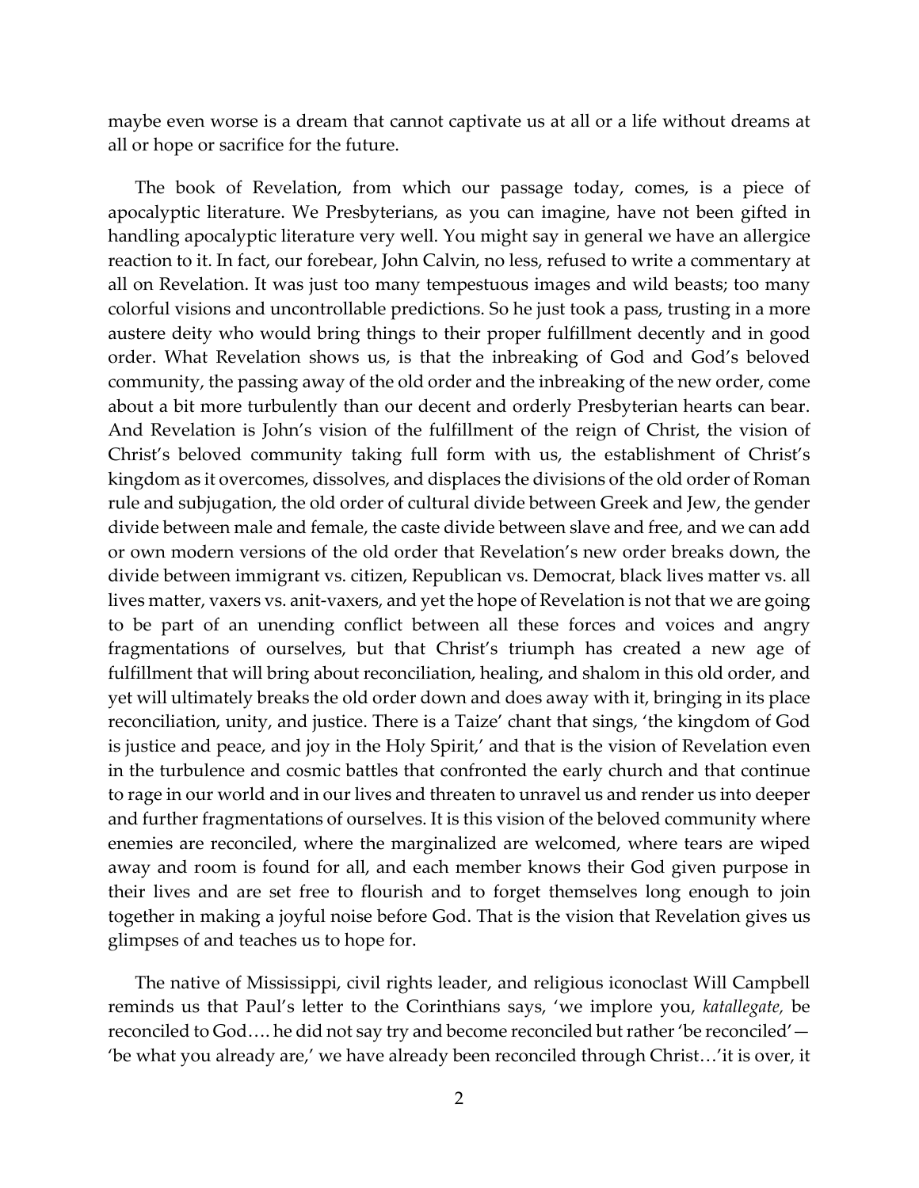maybe even worse is a dream that cannot captivate us at all or a life without dreams at all or hope or sacrifice for the future.

The book of Revelation, from which our passage today, comes, is a piece of apocalyptic literature. We Presbyterians, as you can imagine, have not been gifted in handling apocalyptic literature very well. You might say in general we have an allergice reaction to it. In fact, our forebear, John Calvin, no less, refused to write a commentary at all on Revelation. It was just too many tempestuous images and wild beasts; too many colorful visions and uncontrollable predictions. So he just took a pass, trusting in a more austere deity who would bring things to their proper fulfillment decently and in good order. What Revelation shows us, is that the inbreaking of God and God's beloved community, the passing away of the old order and the inbreaking of the new order, come about a bit more turbulently than our decent and orderly Presbyterian hearts can bear. And Revelation is John's vision of the fulfillment of the reign of Christ, the vision of Christ's beloved community taking full form with us, the establishment of Christ's kingdom as it overcomes, dissolves, and displaces the divisions of the old order of Roman rule and subjugation, the old order of cultural divide between Greek and Jew, the gender divide between male and female, the caste divide between slave and free, and we can add or own modern versions of the old order that Revelation's new order breaks down, the divide between immigrant vs. citizen, Republican vs. Democrat, black lives matter vs. all lives matter, vaxers vs. anit-vaxers, and yet the hope of Revelation is not that we are going to be part of an unending conflict between all these forces and voices and angry fragmentations of ourselves, but that Christ's triumph has created a new age of fulfillment that will bring about reconciliation, healing, and shalom in this old order, and yet will ultimately breaks the old order down and does away with it, bringing in its place reconciliation, unity, and justice. There is a Taize' chant that sings, 'the kingdom of God is justice and peace, and joy in the Holy Spirit,' and that is the vision of Revelation even in the turbulence and cosmic battles that confronted the early church and that continue to rage in our world and in our lives and threaten to unravel us and render us into deeper and further fragmentations of ourselves. It is this vision of the beloved community where enemies are reconciled, where the marginalized are welcomed, where tears are wiped away and room is found for all, and each member knows their God given purpose in their lives and are set free to flourish and to forget themselves long enough to join together in making a joyful noise before God. That is the vision that Revelation gives us glimpses of and teaches us to hope for.

The native of Mississippi, civil rights leader, and religious iconoclast Will Campbell reminds us that Paul's letter to the Corinthians says, 'we implore you, *katallegate,* be reconciled to God.... he did not say try and become reconciled but rather 'be reconciled'— 'be what you already are,' we have already been reconciled through Christ...'it is over, it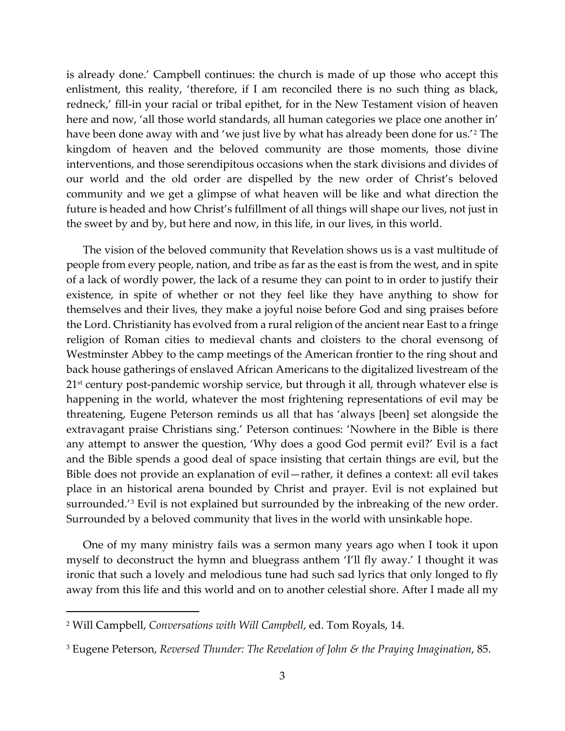is already done.' Campbell continues: the church is made of up those who accept this enlistment, this reality, 'therefore, if I am reconciled there is no such thing as black, redneck,' fill-in your racial or tribal epithet, for in the New Testament vision of heaven here and now, 'all those world standards, all human categories we place one another in' have been done away with and 'we just live by what has already been done for us.'[2] The kingdom of heaven and the beloved community are those moments, those divine interventions, and those serendipitous occasions when the stark divisions and divides of our world and the old order are dispelled by the new order of Christ's beloved community and we get a glimpse of what heaven will be like and what direction the future is headed and how Christ's fulfillment of all things will shape our lives, not just in the sweet by and by, but here and now, in this life, in our lives, in this world.

The vision of the beloved community that Revelation shows us is a vast multitude of people from every people, nation, and tribe as far as the east is from the west, and in spite of a lack of wordly power, the lack of a resume they can point to in order to justify their existence, in spite of whether or not they feel like they have anything to show for themselves and their lives, they make a joyful noise before God and sing praises before the Lord. Christianity has evolved from a rural religion of the ancient near East to a fringe religion of Roman cities to medieval chants and cloisters to the choral evensong of Westminster Abbey to the camp meetings of the American frontier to the ring shout and back house gatherings of enslaved African Americans to the digitalized livestream of the 21st century post-pandemic worship service, but through it all, through whatever else is happening in the world, whatever the most frightening representations of evil may be threatening, Eugene Peterson reminds us all that has 'always [been] set alongside the extravagant praise Christians sing.' Peterson continues: 'Nowhere in the Bible is there any attempt to answer the question, 'Why does a good God permit evil?' Evil is a fact and the Bible spends a good deal of space insisting that certain things are evil, but the Bible does not provide an explanation of evil—rather, it defines a context: all evil takes place in an historical arena bounded by Christ and prayer. Evil is not explained but surrounded.'[3] Evil is not explained but surrounded by the inbreaking of the new order. Surrounded by a beloved community that lives in the world with unsinkable hope.

One of my many ministry fails was a sermon many years ago when I took it upon myself to deconstruct the hymn and bluegrass anthem 'I'll fly away.' I thought it was ironic that such a lovely and melodious tune had such sad lyrics that only longed to fly away from this life and this world and on to another celestial shore. After I made all my

---

[2] Will Campbell, *Conversations with Will Campbell*, ed. Tom Royals, 14.

[3] Eugene Peterson, *Reversed Thunder: The Revelation of John & the Praying Imagination*, 85.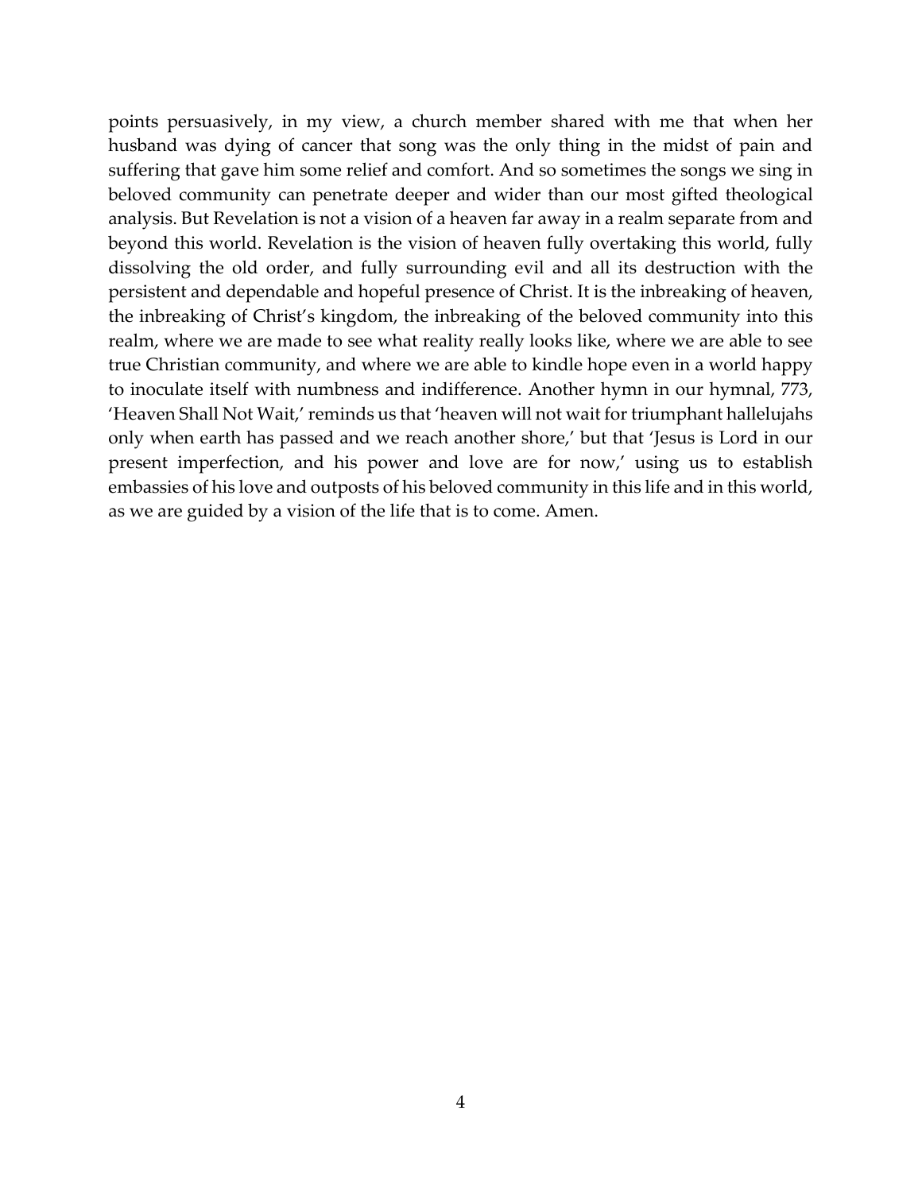points persuasively, in my view, a church member shared with me that when her husband was dying of cancer that song was the only thing in the midst of pain and suffering that gave him some relief and comfort. And so sometimes the songs we sing in beloved community can penetrate deeper and wider than our most gifted theological analysis. But Revelation is not a vision of a heaven far away in a realm separate from and beyond this world. Revelation is the vision of heaven fully overtaking this world, fully dissolving the old order, and fully surrounding evil and all its destruction with the persistent and dependable and hopeful presence of Christ. It is the inbreaking of heaven, the inbreaking of Christ's kingdom, the inbreaking of the beloved community into this realm, where we are made to see what reality really looks like, where we are able to see true Christian community, and where we are able to kindle hope even in a world happy to inoculate itself with numbness and indifference. Another hymn in our hymnal, 773, 'Heaven Shall Not Wait,' reminds us that 'heaven will not wait for triumphant hallelujahs only when earth has passed and we reach another shore,' but that 'Jesus is Lord in our present imperfection, and his power and love are for now,' using us to establish embassies of his love and outposts of his beloved community in this life and in this world, as we are guided by a vision of the life that is to come. Amen.